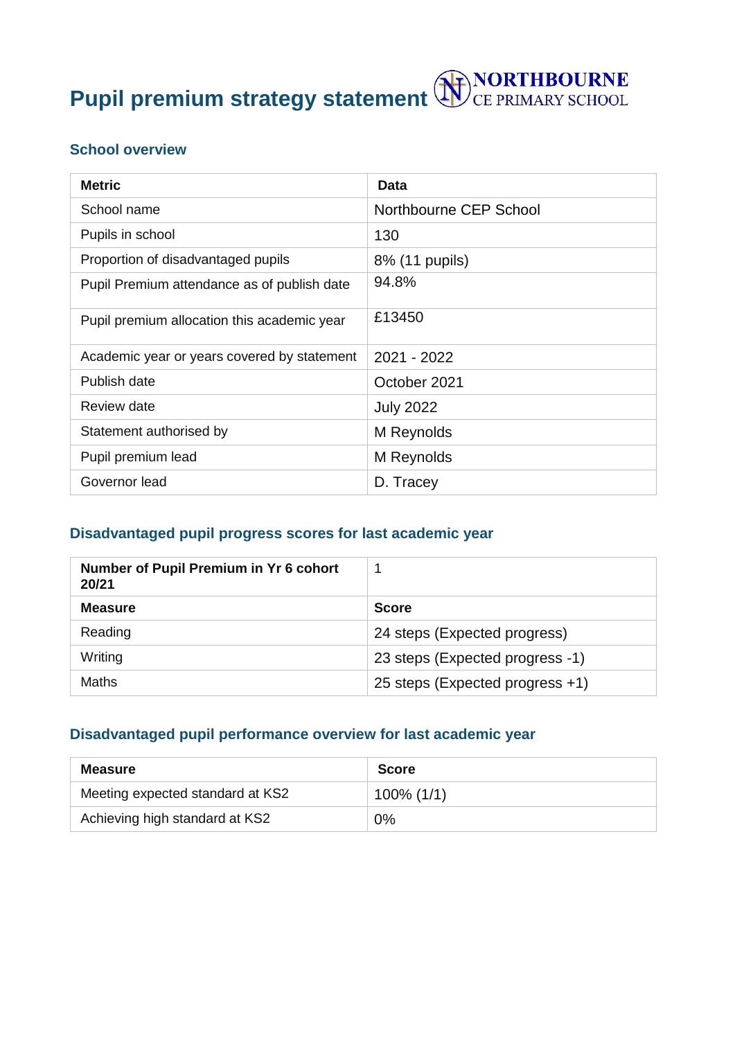# Pupil premium strategy statement

NORTHBOURNE
CE PRIMARY SCHOOL

## School overview

| Metric | Data |
|---|---|
| School name | Northbourne CEP School |
| Pupils in school | 130 |
| Proportion of disadvantaged pupils | 8% (11 pupils) |
| Pupil Premium attendance as of publish date | 94.8% |
| Pupil premium allocation this academic year | £13450 |
| Academic year or years covered by statement | 2021 - 2022 |
| Publish date | October 2021 |
| Review date | July 2022 |
| Statement authorised by | M Reynolds |
| Pupil premium lead | M Reynolds |
| Governor lead | D. Tracey |

## Disadvantaged pupil progress scores for last academic year

| **Number of Pupil Premium in Yr 6 cohort 20/21** | 1 |
|---|---|
| **Measure** | **Score** |
| Reading | 24 steps (Expected progress) |
| Writing | 23 steps (Expected progress -1) |
| Maths | 25 steps (Expected progress +1) |

## Disadvantaged pupil performance overview for last academic year

| Measure | Score |
|---|---|
| Meeting expected standard at KS2 | 100% (1/1) |
| Achieving high standard at KS2 | 0% |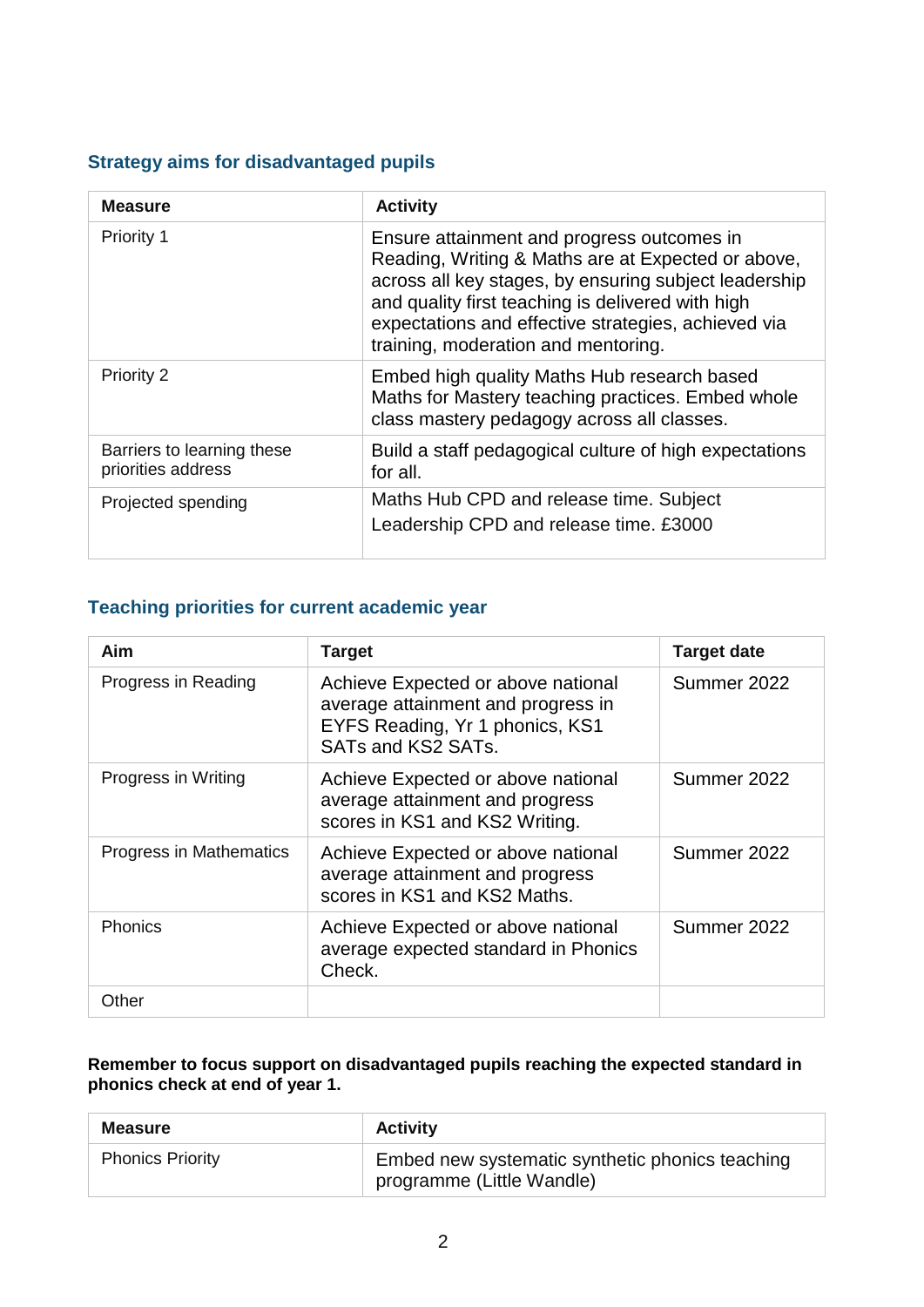### Strategy aims for disadvantaged pupils

| Measure | Activity |
| --- | --- |
| Priority 1 | Ensure attainment and progress outcomes in Reading, Writing & Maths are at Expected or above, across all key stages, by ensuring subject leadership and quality first teaching is delivered with high expectations and effective strategies, achieved via training, moderation and mentoring. |
| Priority 2 | Embed high quality Maths Hub research based Maths for Mastery teaching practices. Embed whole class mastery pedagogy across all classes. |
| Barriers to learning these priorities address | Build a staff pedagogical culture of high expectations for all. |
| Projected spending | Maths Hub CPD and release time. Subject Leadership CPD and release time. £3000 |

### Teaching priorities for current academic year

| Aim | Target | Target date |
| --- | --- | --- |
| Progress in Reading | Achieve Expected or above national average attainment and progress in EYFS Reading, Yr 1 phonics, KS1 SATs and KS2 SATs. | Summer 2022 |
| Progress in Writing | Achieve Expected or above national average attainment and progress scores in KS1 and KS2 Writing. | Summer 2022 |
| Progress in Mathematics | Achieve Expected or above national average attainment and progress scores in KS1 and KS2 Maths. | Summer 2022 |
| Phonics | Achieve Expected or above national average expected standard in Phonics Check. | Summer 2022 |
| Other | | |

**Remember to focus support on disadvantaged pupils reaching the expected standard in phonics check at end of year 1.**

| Measure | Activity |
| --- | --- |
| Phonics Priority | Embed new systematic synthetic phonics teaching programme (Little Wandle) |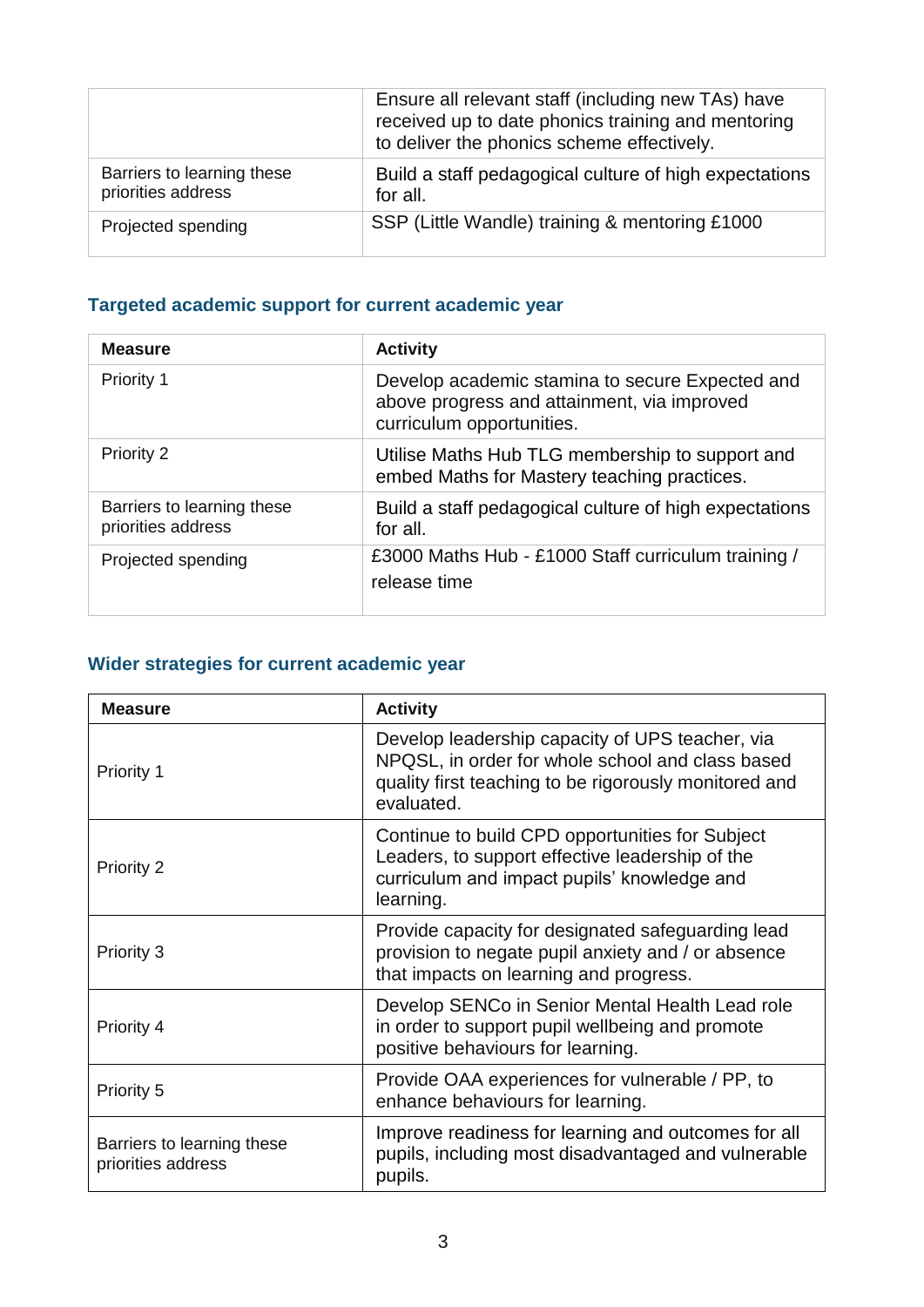| | |
|---|---|
| | Ensure all relevant staff (including new TAs) have received up to date phonics training and mentoring to deliver the phonics scheme effectively. |
| Barriers to learning these priorities address | Build a staff pedagogical culture of high expectations for all. |
| Projected spending | SSP (Little Wandle) training & mentoring £1000 |

### Targeted academic support for current academic year

| Measure | Activity |
|---|---|
| Priority 1 | Develop academic stamina to secure Expected and above progress and attainment, via improved curriculum opportunities. |
| Priority 2 | Utilise Maths Hub TLG membership to support and embed Maths for Mastery teaching practices. |
| Barriers to learning these priorities address | Build a staff pedagogical culture of high expectations for all. |
| Projected spending | £3000 Maths Hub - £1000 Staff curriculum training / release time |

### Wider strategies for current academic year

| Measure | Activity |
|---|---|
| Priority 1 | Develop leadership capacity of UPS teacher, via NPQSL, in order for whole school and class based quality first teaching to be rigorously monitored and evaluated. |
| Priority 2 | Continue to build CPD opportunities for Subject Leaders, to support effective leadership of the curriculum and impact pupils' knowledge and learning. |
| Priority 3 | Provide capacity for designated safeguarding lead provision to negate pupil anxiety and / or absence that impacts on learning and progress. |
| Priority 4 | Develop SENCo in Senior Mental Health Lead role in order to support pupil wellbeing and promote positive behaviours for learning. |
| Priority 5 | Provide OAA experiences for vulnerable / PP, to enhance behaviours for learning. |
| Barriers to learning these priorities address | Improve readiness for learning and outcomes for all pupils, including most disadvantaged and vulnerable pupils. |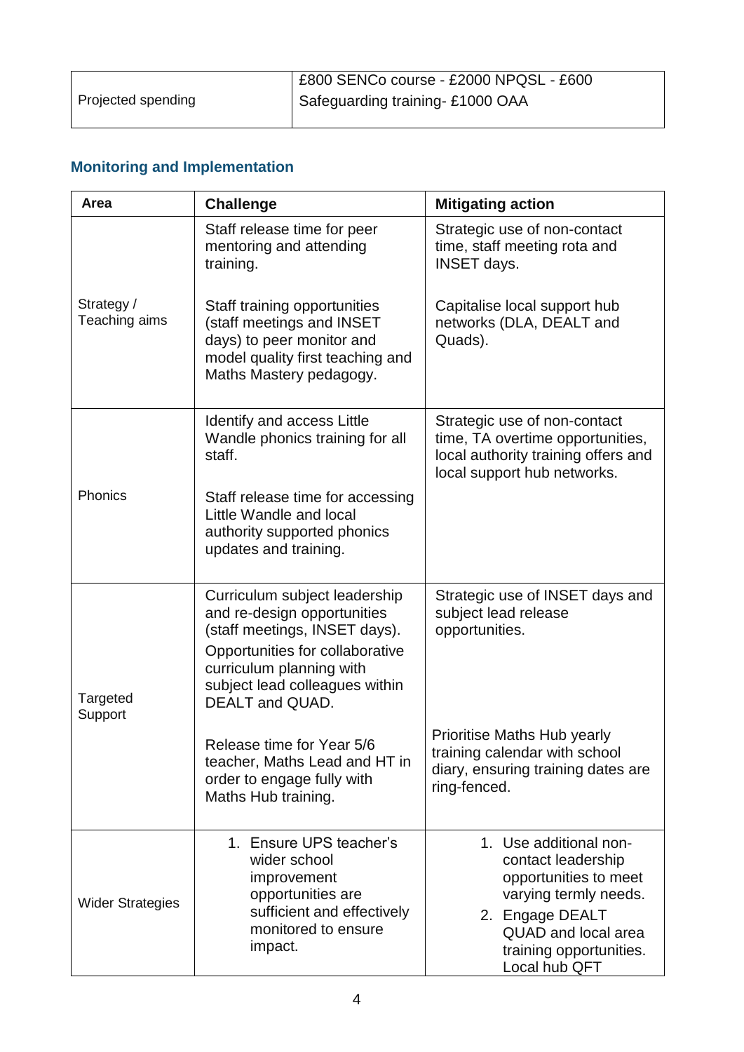| | |
|---|---|
| Projected spending | £800 SENCo course - £2000 NPQSL - £600 Safeguarding training- £1000 OAA |

## Monitoring and Implementation

| Area | Challenge | Mitigating action |
|---|---|---|
| Strategy / Teaching aims | Staff release time for peer mentoring and attending training.<br><br>Staff training opportunities (staff meetings and INSET days) to peer monitor and model quality first teaching and Maths Mastery pedagogy. | Strategic use of non-contact time, staff meeting rota and INSET days.<br><br>Capitalise local support hub networks (DLA, DEALT and Quads). |
| Phonics | Identify and access Little Wandle phonics training for all staff.<br><br>Staff release time for accessing Little Wandle and local authority supported phonics updates and training. | Strategic use of non-contact time, TA overtime opportunities, local authority training offers and local support hub networks. |
| Targeted Support | Curriculum subject leadership and re-design opportunities (staff meetings, INSET days). Opportunities for collaborative curriculum planning with subject lead colleagues within DEALT and QUAD.<br><br>Release time for Year 5/6 teacher, Maths Lead and HT in order to engage fully with Maths Hub training. | Strategic use of INSET days and subject lead release opportunities.<br><br>Prioritise Maths Hub yearly training calendar with school diary, ensuring training dates are ring-fenced. |
| Wider Strategies | 1. Ensure UPS teacher's wider school improvement opportunities are sufficient and effectively monitored to ensure impact. | 1. Use additional non-contact leadership opportunities to meet varying termly needs.<br>2. Engage DEALT QUAD and local area training opportunities. Local hub QFT |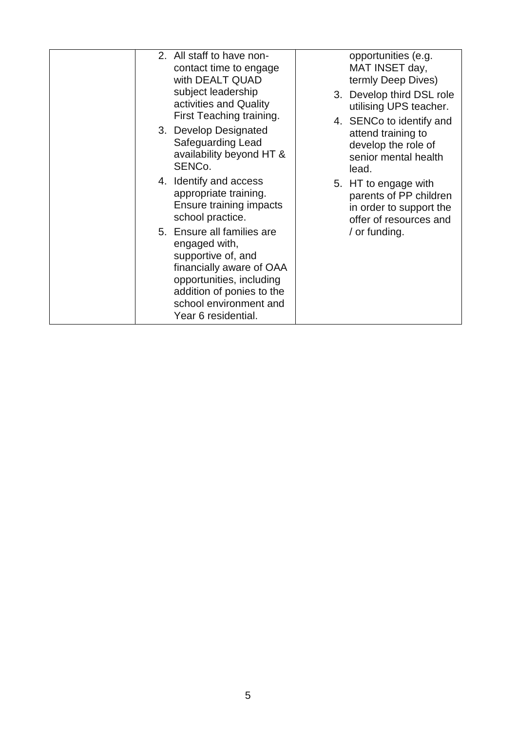| | | |
|---|---|---|
| | 2. All staff to have non-contact time to engage with DEALT QUAD subject leadership activities and Quality First Teaching training.<br>3. Develop Designated Safeguarding Lead availability beyond HT & SENCo.<br>4. Identify and access appropriate training. Ensure training impacts school practice.<br>5. Ensure all families are engaged with, supportive of, and financially aware of OAA opportunities, including addition of ponies to the school environment and Year 6 residential. | opportunities (e.g. MAT INSET day, termly Deep Dives)<br>3. Develop third DSL role utilising UPS teacher.<br>4. SENCo to identify and attend training to develop the role of senior mental health lead.<br>5. HT to engage with parents of PP children in order to support the offer of resources and / or funding. |